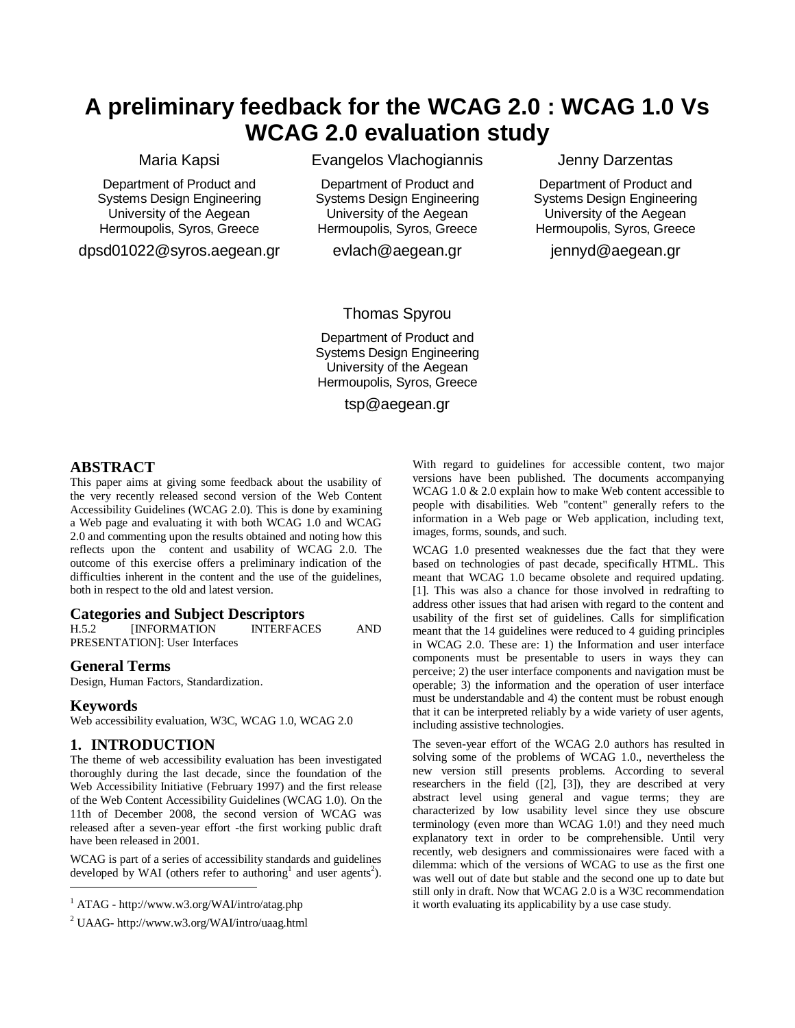# A preliminary feedback for the WCAG 2.0 : WCAG 1.0 Vs WCAG 2.0 evaluation study

Maria Kapsi
Department of Product and Systems Design Engineering
University of the Aegean
Hermoupolis, Syros, Greece
dpsd01022@syros.aegean.gr

Evangelos Vlachogiannis
Department of Product and Systems Design Engineering
University of the Aegean
Hermoupolis, Syros, Greece
evlach@aegean.gr

Jenny Darzentas
Department of Product and Systems Design Engineering
University of the Aegean
Hermoupolis, Syros, Greece
jennyd@aegean.gr

Thomas Spyrou
Department of Product and Systems Design Engineering
University of the Aegean
Hermoupolis, Syros, Greece
tsp@aegean.gr

## ABSTRACT

This paper aims at giving some feedback about the usability of the very recently released second version of the Web Content Accessibility Guidelines (WCAG 2.0). This is done by examining a Web page and evaluating it with both WCAG 1.0 and WCAG 2.0 and commenting upon the results obtained and noting how this reflects upon the content and usability of WCAG 2.0. The outcome of this exercise offers a preliminary indication of the difficulties inherent in the content and the use of the guidelines, both in respect to the old and latest version.

### Categories and Subject Descriptors

H.5.2 [INFORMATION INTERFACES AND PRESENTATION]: User Interfaces

### General Terms

Design, Human Factors, Standardization.

### Keywords

Web accessibility evaluation, W3C, WCAG 1.0, WCAG 2.0

## 1. INTRODUCTION

The theme of web accessibility evaluation has been investigated thoroughly during the last decade, since the foundation of the Web Accessibility Initiative (February 1997) and the first release of the Web Content Accessibility Guidelines (WCAG 1.0). On the 11th of December 2008, the second version of WCAG was released after a seven-year effort -the first working public draft have been released in 2001.

WCAG is part of a series of accessibility standards and guidelines developed by WAI (others refer to authoring[1] and user agents[2]). With regard to guidelines for accessible content, two major versions have been published. The documents accompanying WCAG 1.0 & 2.0 explain how to make Web content accessible to people with disabilities. Web "content" generally refers to the information in a Web page or Web application, including text, images, forms, sounds, and such.

WCAG 1.0 presented weaknesses due the fact that they were based on technologies of past decade, specifically HTML. This meant that WCAG 1.0 became obsolete and required updating. [1]. This was also a chance for those involved in redrafting to address other issues that had arisen with regard to the content and usability of the first set of guidelines. Calls for simplification meant that the 14 guidelines were reduced to 4 guiding principles in WCAG 2.0. These are: 1) the Information and user interface components must be presentable to users in ways they can perceive; 2) the user interface components and navigation must be operable; 3) the information and the operation of user interface must be understandable and 4) the content must be robust enough that it can be interpreted reliably by a wide variety of user agents, including assistive technologies.

The seven-year effort of the WCAG 2.0 authors has resulted in solving some of the problems of WCAG 1.0., nevertheless the new version still presents problems. According to several researchers in the field ([2], [3]), they are described at very abstract level using general and vague terms; they are characterized by low usability level since they use obscure terminology (even more than WCAG 1.0!) and they need much explanatory text in order to be comprehensible. Until very recently, web designers and commissionaires were faced with a dilemma: which of the versions of WCAG to use as the first one was well out of date but stable and the second one up to date but still only in draft. Now that WCAG 2.0 is a W3C recommendation it worth evaluating its applicability by a use case study.

---

[1] ATAG - http://www.w3.org/WAI/intro/atag.php

[2] UAAG- http://www.w3.org/WAI/intro/uaag.html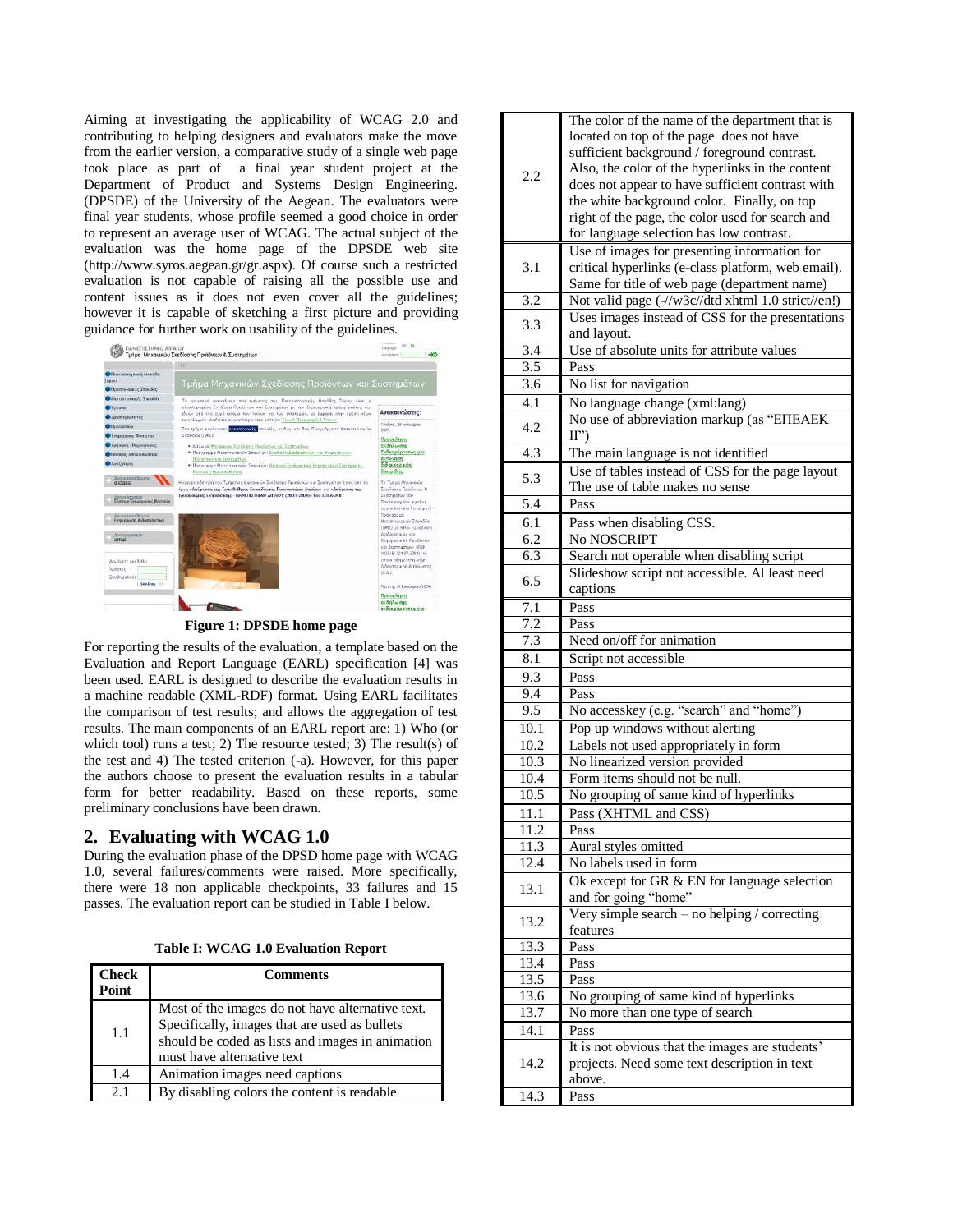Aiming at investigating the applicability of WCAG 2.0 and contributing to helping designers and evaluators make the move from the earlier version, a comparative study of a single web page took place as part of a final year student project at the Department of Product and Systems Design Engineering. (DPSDE) of the University of the Aegean. The evaluators were final year students, whose profile seemed a good choice in order to represent an average user of WCAG. The actual subject of the evaluation was the home page of the DPSDE web site (http://www.syros.aegean.gr/gr.aspx). Of course such a restricted evaluation is not capable of raising all the possible use and content issues as it does not even cover all the guidelines; however it is capable of sketching a first picture and providing guidance for further work on usability of the guidelines.

**Figure 1: DPSDE home page**

For reporting the results of the evaluation, a template based on the Evaluation and Report Language (EARL) specification [4] was been used. EARL is designed to describe the evaluation results in a machine readable (XML-RDF) format. Using EARL facilitates the comparison of test results; and allows the aggregation of test results. The main components of an EARL report are: 1) Who (or which tool) runs a test; 2) The resource tested; 3) The result(s) of the test and 4) The tested criterion (-a). However, for this paper the authors choose to present the evaluation results in a tabular form for better readability. Based on these reports, some preliminary conclusions have been drawn.

## 2. Evaluating with WCAG 1.0

During the evaluation phase of the DPSD home page with WCAG 1.0, several failures/comments were raised. More specifically, there were 18 non applicable checkpoints, 33 failures and 15 passes. The evaluation report can be studied in Table I below.

**Table I: WCAG 1.0 Evaluation Report**

| Check Point | Comments |
|---|---|
| 1.1 | Most of the images do not have alternative text. Specifically, images that are used as bullets should be coded as lists and images in animation must have alternative text |
| 1.4 | Animation images need captions |
| 2.1 | By disabling colors the content is readable |
| 2.2 | The color of the name of the department that is located on top of the page does not have sufficient background / foreground contrast. Also, the color of the hyperlinks in the content does not appear to have sufficient contrast with the white background color. Finally, on top right of the page, the color used for search and for language selection has low contrast. |
| 3.1 | Use of images for presenting information for critical hyperlinks (e-class platform, web email). Same for title of web page (department name) |
| 3.2 | Not valid page (-//w3c//dtd xhtml 1.0 strict//en!) |
| 3.3 | Uses images instead of CSS for the presentations and layout. |
| 3.4 | Use of absolute units for attribute values |
| 3.5 | Pass |
| 3.6 | No list for navigation |
| 4.1 | No language change (xml:lang) |
| 4.2 | No use of abbreviation markup (as "ΕΠΕΑΕΚ ΙΙ") |
| 4.3 | The main language is not identified |
| 5.3 | Use of tables instead of CSS for the page layout The use of table makes no sense |
| 5.4 | Pass |
| 6.1 | Pass when disabling CSS. |
| 6.2 | No NOSCRIPT |
| 6.3 | Search not operable when disabling script |
| 6.5 | Slideshow script not accessible. Al least need captions |
| 7.1 | Pass |
| 7.2 | Pass |
| 7.3 | Need on/off for animation |
| 8.1 | Script not accessible |
| 9.3 | Pass |
| 9.4 | Pass |
| 9.5 | No accesskey (e.g. "search" and "home") |
| 10.1 | Pop up windows without alerting |
| 10.2 | Labels not used appropriately in form |
| 10.3 | No linearized version provided |
| 10.4 | Form items should not be null. |
| 10.5 | No grouping of same kind of hyperlinks |
| 11.1 | Pass (XHTML and CSS) |
| 11.2 | Pass |
| 11.3 | Aural styles omitted |
| 12.4 | No labels used in form |
| 13.1 | Ok except for GR & EN for language selection and for going "home" |
| 13.2 | Very simple search – no helping / correcting features |
| 13.3 | Pass |
| 13.4 | Pass |
| 13.5 | Pass |
| 13.6 | No grouping of same kind of hyperlinks |
| 13.7 | No more than one type of search |
| 14.1 | Pass |
| 14.2 | It is not obvious that the images are students' projects. Need some text description in text above. |
| 14.3 | Pass |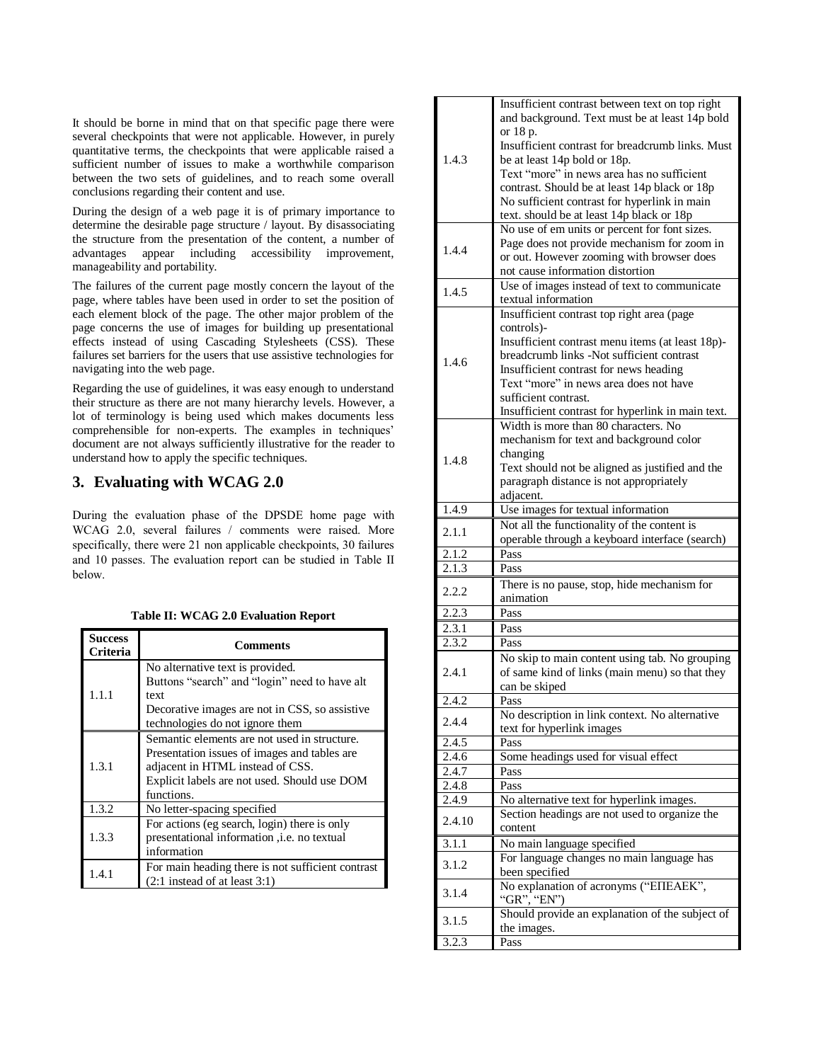It should be borne in mind that on that specific page there were several checkpoints that were not applicable. However, in purely quantitative terms, the checkpoints that were applicable raised a sufficient number of issues to make a worthwhile comparison between the two sets of guidelines, and to reach some overall conclusions regarding their content and use.

During the design of a web page it is of primary importance to determine the desirable page structure / layout. By disassociating the structure from the presentation of the content, a number of advantages appear including accessibility improvement, manageability and portability.

The failures of the current page mostly concern the layout of the page, where tables have been used in order to set the position of each element block of the page. The other major problem of the page concerns the use of images for building up presentational effects instead of using Cascading Stylesheets (CSS). These failures set barriers for the users that use assistive technologies for navigating into the web page.

Regarding the use of guidelines, it was easy enough to understand their structure as there are not many hierarchy levels. However, a lot of terminology is being used which makes documents less comprehensible for non-experts. The examples in techniques' document are not always sufficiently illustrative for the reader to understand how to apply the specific techniques.

## 3. Evaluating with WCAG 2.0

During the evaluation phase of the DPSDE home page with WCAG 2.0, several failures / comments were raised. More specifically, there were 21 non applicable checkpoints, 30 failures and 10 passes. The evaluation report can be studied in Table II below.

**Table II: WCAG 2.0 Evaluation Report**

| Success Criteria | Comments |
|---|---|
| 1.1.1 | No alternative text is provided.<br>Buttons "search" and "login" need to have alt text<br>Decorative images are not in CSS, so assistive technologies do not ignore them |
| 1.3.1 | Semantic elements are not used in structure.<br>Presentation issues of images and tables are adjacent in HTML instead of CSS.<br>Explicit labels are not used. Should use DOM functions. |
| 1.3.2 | No letter-spacing specified |
| 1.3.3 | For actions (eg search, login) there is only presentational information ,i.e. no textual information |
| 1.4.1 | For main heading there is not sufficient contrast (2:1 instead of at least 3:1) |
| 1.4.3 | Insufficient contrast between text on top right and background. Text must be at least 14p bold or 18 p.<br>Insufficient contrast for breadcrumb links. Must be at least 14p bold or 18p.<br>Text "more" in news area has no sufficient contrast. Should be at least 14p black or 18p<br>No sufficient contrast for hyperlink in main text. should be at least 14p black or 18p |
| 1.4.4 | No use of em units or percent for font sizes. Page does not provide mechanism for zoom in or out. However zooming with browser does not cause information distortion |
| 1.4.5 | Use of images instead of text to communicate textual information |
| 1.4.6 | Insufficient contrast top right area (page controls)-<br>Insufficient contrast menu items (at least 18p)-<br>breadcrumb links -Not sufficient contrast<br>Insufficient contrast for news heading<br>Text "more" in news area does not have sufficient contrast.<br>Insufficient contrast for hyperlink in main text. |
| 1.4.8 | Width is more than 80 characters. No mechanism for text and background color changing<br>Text should not be aligned as justified and the paragraph distance is not appropriately adjacent. |
| 1.4.9 | Use images for textual information |
| 2.1.1 | Not all the functionality of the content is operable through a keyboard interface (search) |
| 2.1.2 | Pass |
| 2.1.3 | Pass |
| 2.2.2 | There is no pause, stop, hide mechanism for animation |
| 2.2.3 | Pass |
| 2.3.1 | Pass |
| 2.3.2 | Pass |
| 2.4.1 | No skip to main content using tab. No grouping of same kind of links (main menu) so that they can be skiped |
| 2.4.2 | Pass |
| 2.4.4 | No description in link context. No alternative text for hyperlink images |
| 2.4.5 | Pass |
| 2.4.6 | Some headings used for visual effect |
| 2.4.7 | Pass |
| 2.4.8 | Pass |
| 2.4.9 | No alternative text for hyperlink images. |
| 2.4.10 | Section headings are not used to organize the content |
| 3.1.1 | No main language specified |
| 3.1.2 | For language changes no main language has been specified |
| 3.1.4 | No explanation of acronyms ("ΕΠΕΑΕΚ", "GR", "EN") |
| 3.1.5 | Should provide an explanation of the subject of the images. |
| 3.2.3 | Pass |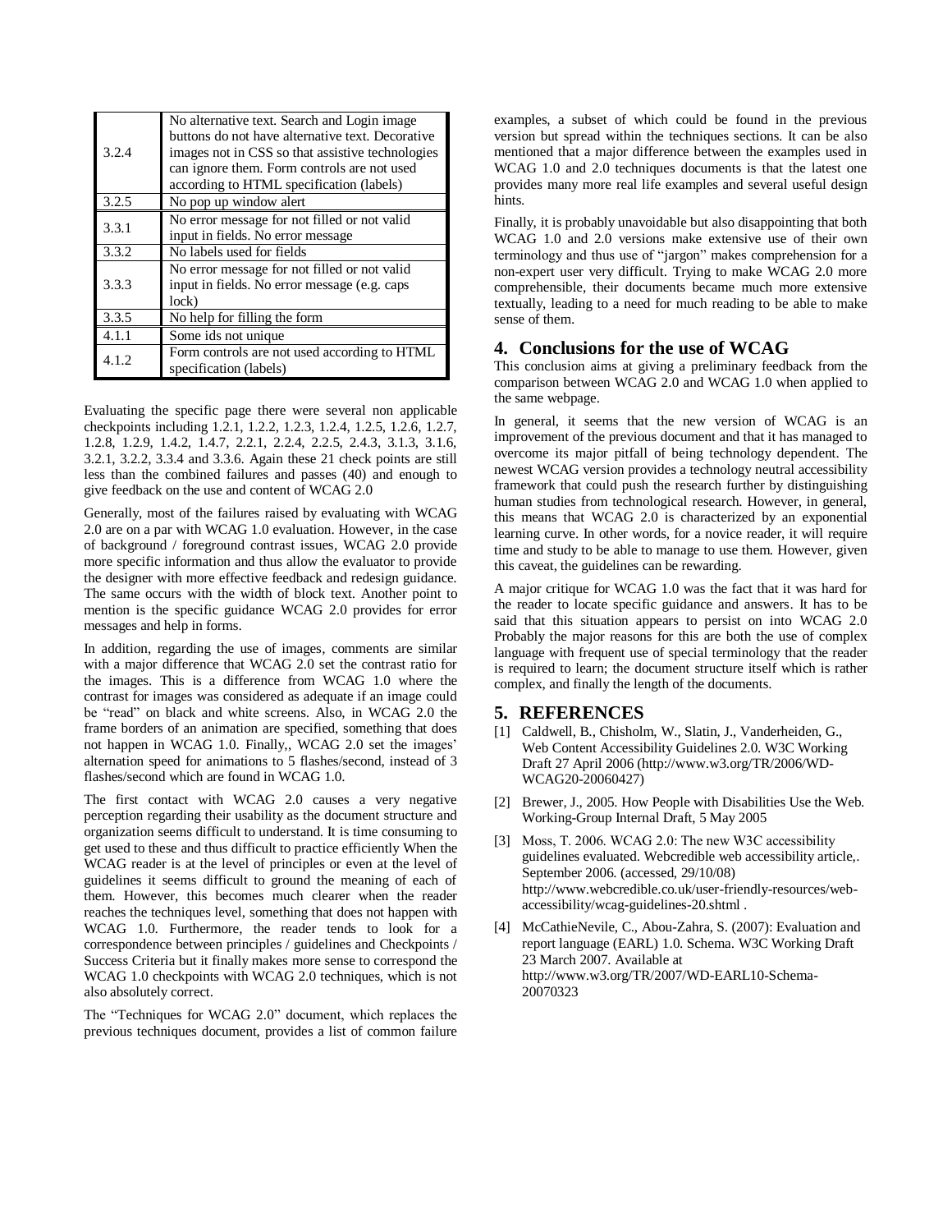| | |
|---|---|
| 3.2.4 | No alternative text. Search and Login image buttons do not have alternative text. Decorative images not in CSS so that assistive technologies can ignore them. Form controls are not used according to HTML specification (labels) |
| 3.2.5 | No pop up window alert |
| 3.3.1 | No error message for not filled or not valid input in fields. No error message |
| 3.3.2 | No labels used for fields |
| 3.3.3 | No error message for not filled or not valid input in fields. No error message (e.g. caps lock) |
| 3.3.5 | No help for filling the form |
| 4.1.1 | Some ids not unique |
| 4.1.2 | Form controls are not used according to HTML specification (labels) |

Evaluating the specific page there were several non applicable checkpoints including 1.2.1, 1.2.2, 1.2.3, 1.2.4, 1.2.5, 1.2.6, 1.2.7, 1.2.8, 1.2.9, 1.4.2, 1.4.7, 2.2.1, 2.2.4, 2.2.5, 2.4.3, 3.1.3, 3.1.6, 3.2.1, 3.2.2, 3.3.4 and 3.3.6. Again these 21 check points are still less than the combined failures and passes (40) and enough to give feedback on the use and content of WCAG 2.0

Generally, most of the failures raised by evaluating with WCAG 2.0 are on a par with WCAG 1.0 evaluation. However, in the case of background / foreground contrast issues, WCAG 2.0 provide more specific information and thus allow the evaluator to provide the designer with more effective feedback and redesign guidance. The same occurs with the width of block text. Another point to mention is the specific guidance WCAG 2.0 provides for error messages and help in forms.

In addition, regarding the use of images, comments are similar with a major difference that WCAG 2.0 set the contrast ratio for the images. This is a difference from WCAG 1.0 where the contrast for images was considered as adequate if an image could be "read" on black and white screens. Also, in WCAG 2.0 the frame borders of an animation are specified, something that does not happen in WCAG 1.0. Finally,, WCAG 2.0 set the images' alternation speed for animations to 5 flashes/second, instead of 3 flashes/second which are found in WCAG 1.0.

The first contact with WCAG 2.0 causes a very negative perception regarding their usability as the document structure and organization seems difficult to understand. It is time consuming to get used to these and thus difficult to practice efficiently When the WCAG reader is at the level of principles or even at the level of guidelines it seems difficult to ground the meaning of each of them. However, this becomes much clearer when the reader reaches the techniques level, something that does not happen with WCAG 1.0. Furthermore, the reader tends to look for a correspondence between principles / guidelines and Checkpoints / Success Criteria but it finally makes more sense to correspond the WCAG 1.0 checkpoints with WCAG 2.0 techniques, which is not also absolutely correct.

The "Techniques for WCAG 2.0" document, which replaces the previous techniques document, provides a list of common failure examples, a subset of which could be found in the previous version but spread within the techniques sections. It can be also mentioned that a major difference between the examples used in WCAG 1.0 and 2.0 techniques documents is that the latest one provides many more real life examples and several useful design hints.

Finally, it is probably unavoidable but also disappointing that both WCAG 1.0 and 2.0 versions make extensive use of their own terminology and thus use of "jargon" makes comprehension for a non-expert user very difficult. Trying to make WCAG 2.0 more comprehensible, their documents became much more extensive textually, leading to a need for much reading to be able to make sense of them.

## 4. Conclusions for the use of WCAG

This conclusion aims at giving a preliminary feedback from the comparison between WCAG 2.0 and WCAG 1.0 when applied to the same webpage.

In general, it seems that the new version of WCAG is an improvement of the previous document and that it has managed to overcome its major pitfall of being technology dependent. The newest WCAG version provides a technology neutral accessibility framework that could push the research further by distinguishing human studies from technological research. However, in general, this means that WCAG 2.0 is characterized by an exponential learning curve. In other words, for a novice reader, it will require time and study to be able to manage to use them. However, given this caveat, the guidelines can be rewarding.

A major critique for WCAG 1.0 was the fact that it was hard for the reader to locate specific guidance and answers. It has to be said that this situation appears to persist on into WCAG 2.0 Probably the major reasons for this are both the use of complex language with frequent use of special terminology that the reader is required to learn; the document structure itself which is rather complex, and finally the length of the documents.

## 5. REFERENCES

[1] Caldwell, B., Chisholm, W., Slatin, J., Vanderheiden, G., Web Content Accessibility Guidelines 2.0. W3C Working Draft 27 April 2006 (http://www.w3.org/TR/2006/WD-WCAG20-20060427)

[2] Brewer, J., 2005. How People with Disabilities Use the Web. Working-Group Internal Draft, 5 May 2005

[3] Moss, T. 2006. WCAG 2.0: The new W3C accessibility guidelines evaluated. Webcredible web accessibility article,. September 2006. (accessed, 29/10/08) http://www.webcredible.co.uk/user-friendly-resources/web-accessibility/wcag-guidelines-20.shtml .

[4] McCathieNevile, C., Abou-Zahra, S. (2007): Evaluation and report language (EARL) 1.0. Schema. W3C Working Draft 23 March 2007. Available at http://www.w3.org/TR/2007/WD-EARL10-Schema-20070323